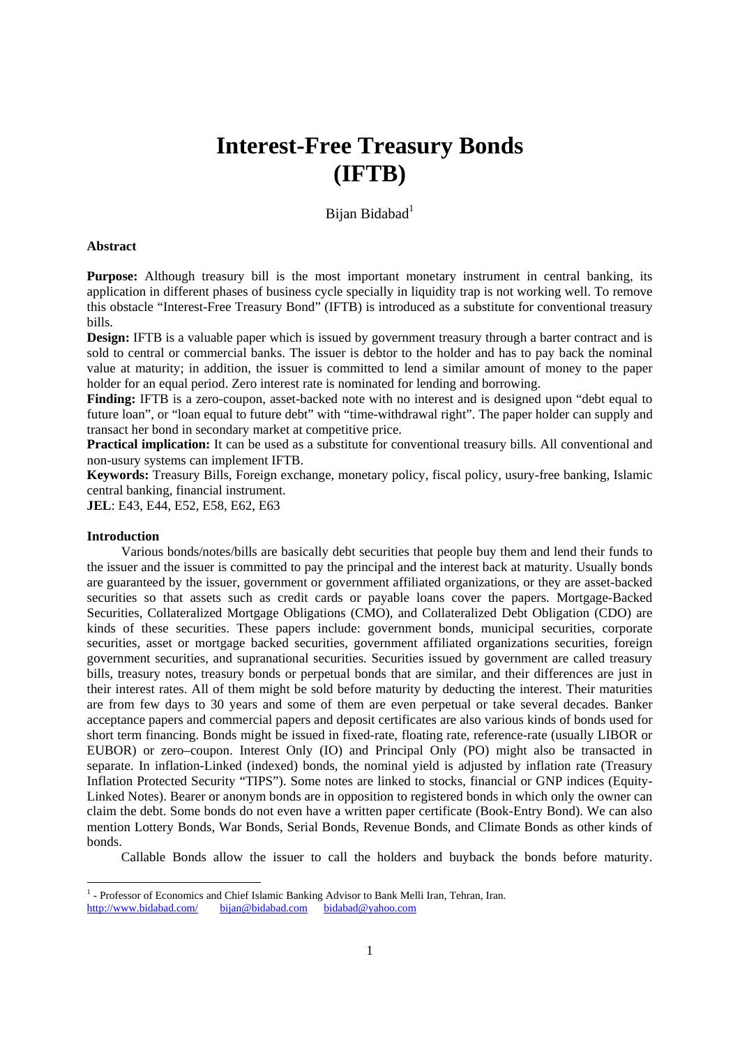# Interest-Free Treasury Bonds (IFTB)

Bijan Bidabad[1]

### Abstract

**Purpose:** Although treasury bill is the most important monetary instrument in central banking, its application in different phases of business cycle specially in liquidity trap is not working well. To remove this obstacle "Interest-Free Treasury Bond" (IFTB) is introduced as a substitute for conventional treasury bills.

**Design:** IFTB is a valuable paper which is issued by government treasury through a barter contract and is sold to central or commercial banks. The issuer is debtor to the holder and has to pay back the nominal value at maturity; in addition, the issuer is committed to lend a similar amount of money to the paper holder for an equal period. Zero interest rate is nominated for lending and borrowing.

**Finding:** IFTB is a zero-coupon, asset-backed note with no interest and is designed upon "debt equal to future loan", or "loan equal to future debt" with "time-withdrawal right". The paper holder can supply and transact her bond in secondary market at competitive price.

**Practical implication:** It can be used as a substitute for conventional treasury bills. All conventional and non-usury systems can implement IFTB.

**Keywords:** Treasury Bills, Foreign exchange, monetary policy, fiscal policy, usury-free banking, Islamic central banking, financial instrument.

**JEL**: E43, E44, E52, E58, E62, E63

### Introduction

Various bonds/notes/bills are basically debt securities that people buy them and lend their funds to the issuer and the issuer is committed to pay the principal and the interest back at maturity. Usually bonds are guaranteed by the issuer, government or government affiliated organizations, or they are asset-backed securities so that assets such as credit cards or payable loans cover the papers. Mortgage-Backed Securities, Collateralized Mortgage Obligations (CMO), and Collateralized Debt Obligation (CDO) are kinds of these securities. These papers include: government bonds, municipal securities, corporate securities, asset or mortgage backed securities, government affiliated organizations securities, foreign government securities, and supranational securities. Securities issued by government are called treasury bills, treasury notes, treasury bonds or perpetual bonds that are similar, and their differences are just in their interest rates. All of them might be sold before maturity by deducting the interest. Their maturities are from few days to 30 years and some of them are even perpetual or take several decades. Banker acceptance papers and commercial papers and deposit certificates are also various kinds of bonds used for short term financing. Bonds might be issued in fixed-rate, floating rate, reference-rate (usually LIBOR or EUBOR) or zero–coupon. Interest Only (IO) and Principal Only (PO) might also be transacted in separate. In inflation-Linked (indexed) bonds, the nominal yield is adjusted by inflation rate (Treasury Inflation Protected Security "TIPS"). Some notes are linked to stocks, financial or GNP indices (Equity-Linked Notes). Bearer or anonym bonds are in opposition to registered bonds in which only the owner can claim the debt. Some bonds do not even have a written paper certificate (Book-Entry Bond). We can also mention Lottery Bonds, War Bonds, Serial Bonds, Revenue Bonds, and Climate Bonds as other kinds of bonds.

Callable Bonds allow the issuer to call the holders and buyback the bonds before maturity.

---

[1] - Professor of Economics and Chief Islamic Banking Advisor to Bank Melli Iran, Tehran, Iran.
http://www.bidabad.com/ bijan@bidabad.com bidabad@yahoo.com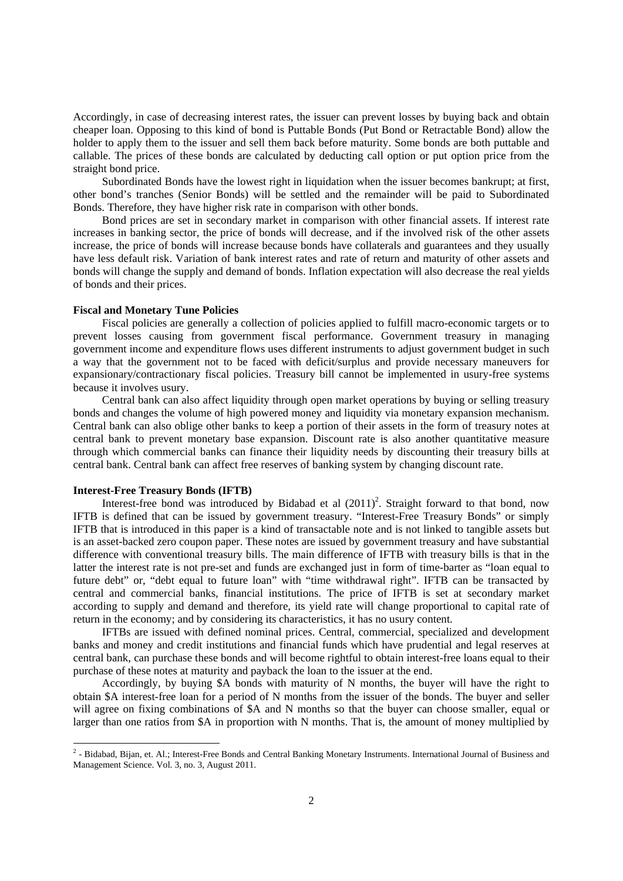Accordingly, in case of decreasing interest rates, the issuer can prevent losses by buying back and obtain cheaper loan. Opposing to this kind of bond is Puttable Bonds (Put Bond or Retractable Bond) allow the holder to apply them to the issuer and sell them back before maturity. Some bonds are both puttable and callable. The prices of these bonds are calculated by deducting call option or put option price from the straight bond price.

Subordinated Bonds have the lowest right in liquidation when the issuer becomes bankrupt; at first, other bond's tranches (Senior Bonds) will be settled and the remainder will be paid to Subordinated Bonds. Therefore, they have higher risk rate in comparison with other bonds.

Bond prices are set in secondary market in comparison with other financial assets. If interest rate increases in banking sector, the price of bonds will decrease, and if the involved risk of the other assets increase, the price of bonds will increase because bonds have collaterals and guarantees and they usually have less default risk. Variation of bank interest rates and rate of return and maturity of other assets and bonds will change the supply and demand of bonds. Inflation expectation will also decrease the real yields of bonds and their prices.

**Fiscal and Monetary Tune Policies**

Fiscal policies are generally a collection of policies applied to fulfill macro-economic targets or to prevent losses causing from government fiscal performance. Government treasury in managing government income and expenditure flows uses different instruments to adjust government budget in such a way that the government not to be faced with deficit/surplus and provide necessary maneuvers for expansionary/contractionary fiscal policies. Treasury bill cannot be implemented in usury-free systems because it involves usury.

Central bank can also affect liquidity through open market operations by buying or selling treasury bonds and changes the volume of high powered money and liquidity via monetary expansion mechanism. Central bank can also oblige other banks to keep a portion of their assets in the form of treasury notes at central bank to prevent monetary base expansion. Discount rate is also another quantitative measure through which commercial banks can finance their liquidity needs by discounting their treasury bills at central bank. Central bank can affect free reserves of banking system by changing discount rate.

**Interest-Free Treasury Bonds (IFTB)**

Interest-free bond was introduced by Bidabad et al (2011)[2]. Straight forward to that bond, now IFTB is defined that can be issued by government treasury. "Interest-Free Treasury Bonds" or simply IFTB that is introduced in this paper is a kind of transactable note and is not linked to tangible assets but is an asset-backed zero coupon paper. These notes are issued by government treasury and have substantial difference with conventional treasury bills. The main difference of IFTB with treasury bills is that in the latter the interest rate is not pre-set and funds are exchanged just in form of time-barter as "loan equal to future debt" or, "debt equal to future loan" with "time withdrawal right". IFTB can be transacted by central and commercial banks, financial institutions. The price of IFTB is set at secondary market according to supply and demand and therefore, its yield rate will change proportional to capital rate of return in the economy; and by considering its characteristics, it has no usury content.

IFTBs are issued with defined nominal prices. Central, commercial, specialized and development banks and money and credit institutions and financial funds which have prudential and legal reserves at central bank, can purchase these bonds and will become rightful to obtain interest-free loans equal to their purchase of these notes at maturity and payback the loan to the issuer at the end.

Accordingly, by buying \$A bonds with maturity of N months, the buyer will have the right to obtain \$A interest-free loan for a period of N months from the issuer of the bonds. The buyer and seller will agree on fixing combinations of \$A and N months so that the buyer can choose smaller, equal or larger than one ratios from \$A in proportion with N months. That is, the amount of money multiplied by

[2] - Bidabad, Bijan, et. Al.; Interest-Free Bonds and Central Banking Monetary Instruments. International Journal of Business and Management Science. Vol. 3, no. 3, August 2011.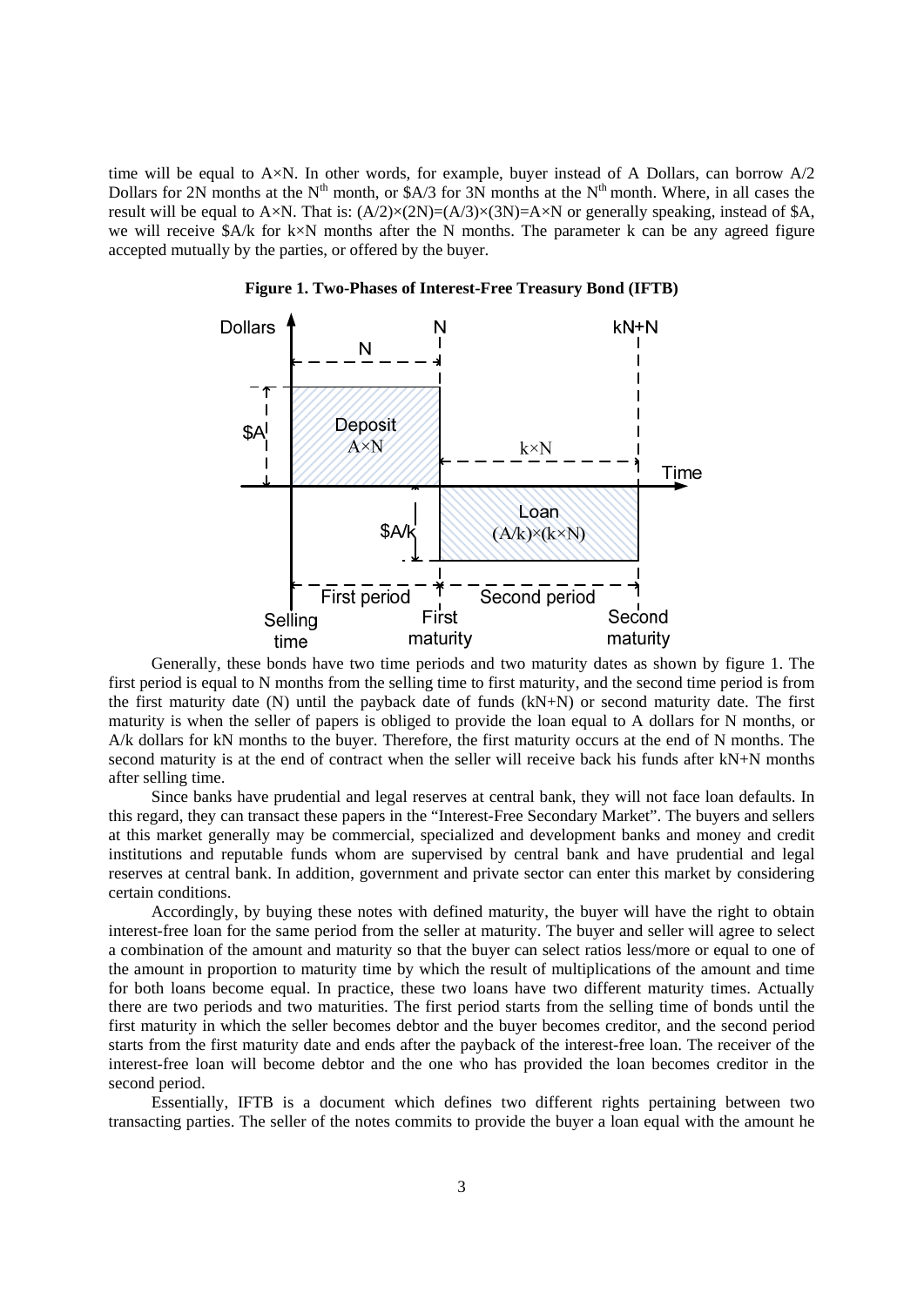time will be equal to A×N. In other words, for example, buyer instead of A Dollars, can borrow A/2 Dollars for 2N months at the N[th] month, or $A/3 for 3N months at the N[th] month. Where, in all cases the result will be equal to A×N. That is: $(A/2)\times(2N)=(A/3)\times(3N)=A\times N$ or generally speaking, instead of $A, we will receive $A/k for k×N months after the N months. The parameter k can be any agreed figure accepted mutually by the parties, or offered by the buyer.

**Figure 1. Two-Phases of Interest-Free Treasury Bond (IFTB)**

Generally, these bonds have two time periods and two maturity dates as shown by figure 1. The first period is equal to N months from the selling time to first maturity, and the second time period is from the first maturity date (N) until the payback date of funds (kN+N) or second maturity date. The first maturity is when the seller of papers is obliged to provide the loan equal to A dollars for N months, or A/k dollars for kN months to the buyer. Therefore, the first maturity occurs at the end of N months. The second maturity is at the end of contract when the seller will receive back his funds after kN+N months after selling time.

Since banks have prudential and legal reserves at central bank, they will not face loan defaults. In this regard, they can transact these papers in the "Interest-Free Secondary Market". The buyers and sellers at this market generally may be commercial, specialized and development banks and money and credit institutions and reputable funds whom are supervised by central bank and have prudential and legal reserves at central bank. In addition, government and private sector can enter this market by considering certain conditions.

Accordingly, by buying these notes with defined maturity, the buyer will have the right to obtain interest-free loan for the same period from the seller at maturity. The buyer and seller will agree to select a combination of the amount and maturity so that the buyer can select ratios less/more or equal to one of the amount in proportion to maturity time by which the result of multiplications of the amount and time for both loans become equal. In practice, these two loans have two different maturity times. Actually there are two periods and two maturities. The first period starts from the selling time of bonds until the first maturity in which the seller becomes debtor and the buyer becomes creditor, and the second period starts from the first maturity date and ends after the payback of the interest-free loan. The receiver of the interest-free loan will become debtor and the one who has provided the loan becomes creditor in the second period.

Essentially, IFTB is a document which defines two different rights pertaining between two transacting parties. The seller of the notes commits to provide the buyer a loan equal with the amount he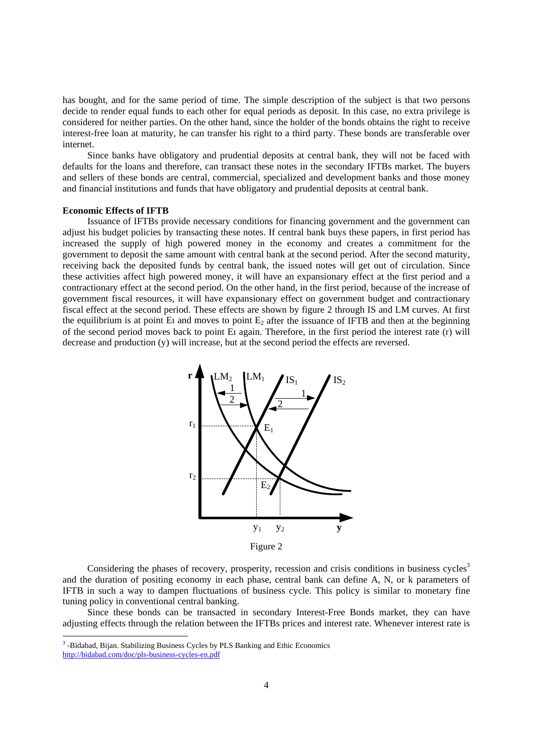has bought, and for the same period of time. The simple description of the subject is that two persons decide to render equal funds to each other for equal periods as deposit. In this case, no extra privilege is considered for neither parties. On the other hand, since the holder of the bonds obtains the right to receive interest-free loan at maturity, he can transfer his right to a third party. These bonds are transferable over internet.

Since banks have obligatory and prudential deposits at central bank, they will not be faced with defaults for the loans and therefore, can transact these notes in the secondary IFTBs market. The buyers and sellers of these bonds are central, commercial, specialized and development banks and those money and financial institutions and funds that have obligatory and prudential deposits at central bank.

**Economic Effects of IFTB**

Issuance of IFTBs provide necessary conditions for financing government and the government can adjust his budget policies by transacting these notes. If central bank buys these papers, in first period has increased the supply of high powered money in the economy and creates a commitment for the government to deposit the same amount with central bank at the second period. After the second maturity, receiving back the deposited funds by central bank, the issued notes will get out of circulation. Since these activities affect high powered money, it will have an expansionary effect at the first period and a contractionary effect at the second period. On the other hand, in the first period, because of the increase of government fiscal resources, it will have expansionary effect on government budget and contractionary fiscal effect at the second period. These effects are shown by figure 2 through IS and LM curves. At first the equilibrium is at point $E_1$ and moves to point $E_2$ after the issuance of IFTB and then at the beginning of the second period moves back to point $E_1$ again. Therefore, in the first period the interest rate (r) will decrease and production (y) will increase, but at the second period the effects are reversed.

Figure 2

Considering the phases of recovery, prosperity, recession and crisis conditions in business cycles[3] and the duration of positing economy in each phase, central bank can define A, N, or k parameters of IFTB in such a way to dampen fluctuations of business cycle. This policy is similar to monetary fine tuning policy in conventional central banking.

Since these bonds can be transacted in secondary Interest-Free Bonds market, they can have adjusting effects through the relation between the IFTBs prices and interest rate. Whenever interest rate is

---

[3] -Bidabad, Bijan. Stabilizing Business Cycles by PLS Banking and Ethic Economics http://bidabad.com/doc/pls-business-cycles-en.pdf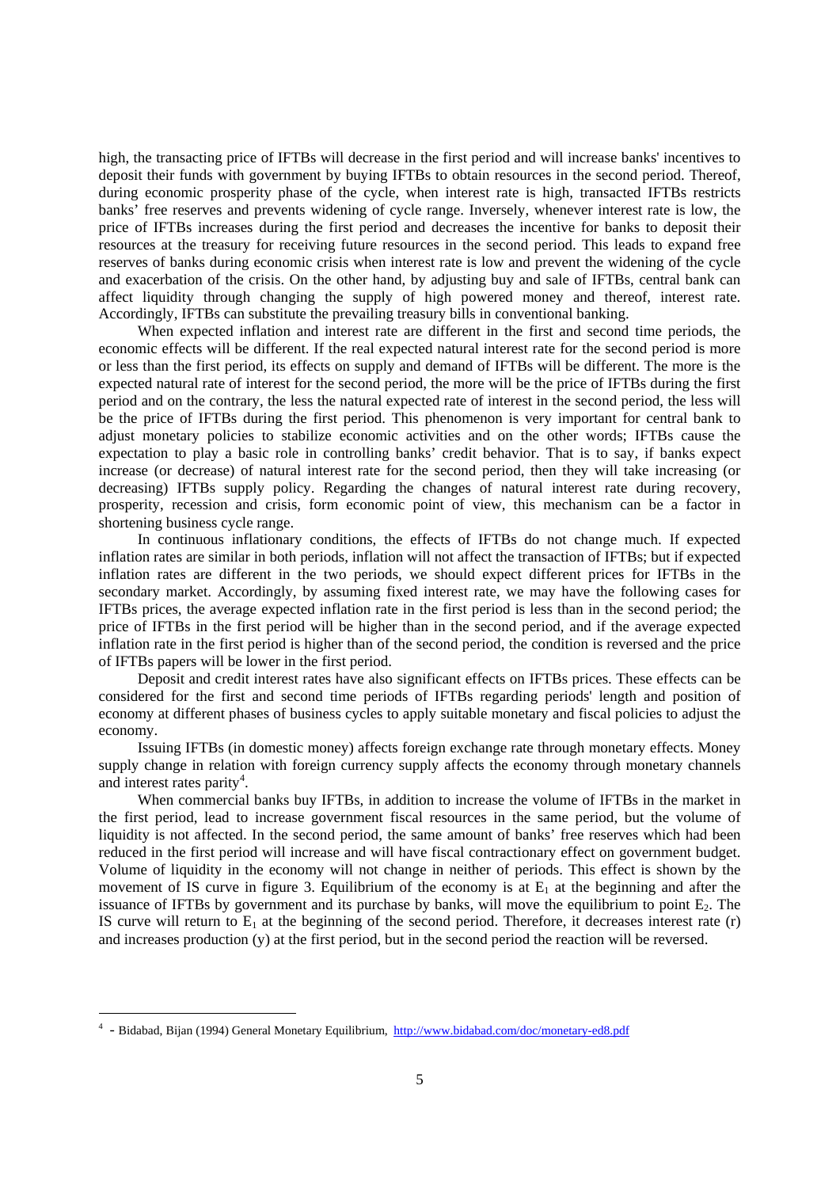high, the transacting price of IFTBs will decrease in the first period and will increase banks' incentives to deposit their funds with government by buying IFTBs to obtain resources in the second period. Thereof, during economic prosperity phase of the cycle, when interest rate is high, transacted IFTBs restricts banks' free reserves and prevents widening of cycle range. Inversely, whenever interest rate is low, the price of IFTBs increases during the first period and decreases the incentive for banks to deposit their resources at the treasury for receiving future resources in the second period. This leads to expand free reserves of banks during economic crisis when interest rate is low and prevent the widening of the cycle and exacerbation of the crisis. On the other hand, by adjusting buy and sale of IFTBs, central bank can affect liquidity through changing the supply of high powered money and thereof, interest rate. Accordingly, IFTBs can substitute the prevailing treasury bills in conventional banking.

When expected inflation and interest rate are different in the first and second time periods, the economic effects will be different. If the real expected natural interest rate for the second period is more or less than the first period, its effects on supply and demand of IFTBs will be different. The more is the expected natural rate of interest for the second period, the more will be the price of IFTBs during the first period and on the contrary, the less the natural expected rate of interest in the second period, the less will be the price of IFTBs during the first period. This phenomenon is very important for central bank to adjust monetary policies to stabilize economic activities and on the other words; IFTBs cause the expectation to play a basic role in controlling banks' credit behavior. That is to say, if banks expect increase (or decrease) of natural interest rate for the second period, then they will take increasing (or decreasing) IFTBs supply policy. Regarding the changes of natural interest rate during recovery, prosperity, recession and crisis, form economic point of view, this mechanism can be a factor in shortening business cycle range.

In continuous inflationary conditions, the effects of IFTBs do not change much. If expected inflation rates are similar in both periods, inflation will not affect the transaction of IFTBs; but if expected inflation rates are different in the two periods, we should expect different prices for IFTBs in the secondary market. Accordingly, by assuming fixed interest rate, we may have the following cases for IFTBs prices, the average expected inflation rate in the first period is less than in the second period; the price of IFTBs in the first period will be higher than in the second period, and if the average expected inflation rate in the first period is higher than of the second period, the condition is reversed and the price of IFTBs papers will be lower in the first period.

Deposit and credit interest rates have also significant effects on IFTBs prices. These effects can be considered for the first and second time periods of IFTBs regarding periods' length and position of economy at different phases of business cycles to apply suitable monetary and fiscal policies to adjust the economy.

Issuing IFTBs (in domestic money) affects foreign exchange rate through monetary effects. Money supply change in relation with foreign currency supply affects the economy through monetary channels and interest rates parity[4].

When commercial banks buy IFTBs, in addition to increase the volume of IFTBs in the market in the first period, lead to increase government fiscal resources in the same period, but the volume of liquidity is not affected. In the second period, the same amount of banks' free reserves which had been reduced in the first period will increase and will have fiscal contractionary effect on government budget. Volume of liquidity in the economy will not change in neither of periods. This effect is shown by the movement of IS curve in figure 3. Equilibrium of the economy is at $E_1$ at the beginning and after the issuance of IFTBs by government and its purchase by banks, will move the equilibrium to point $E_2$. The IS curve will return to $E_1$ at the beginning of the second period. Therefore, it decreases interest rate (r) and increases production (y) at the first period, but in the second period the reaction will be reversed.

---

[4] - Bidabad, Bijan (1994) General Monetary Equilibrium, http://www.bidabad.com/doc/monetary-ed8.pdf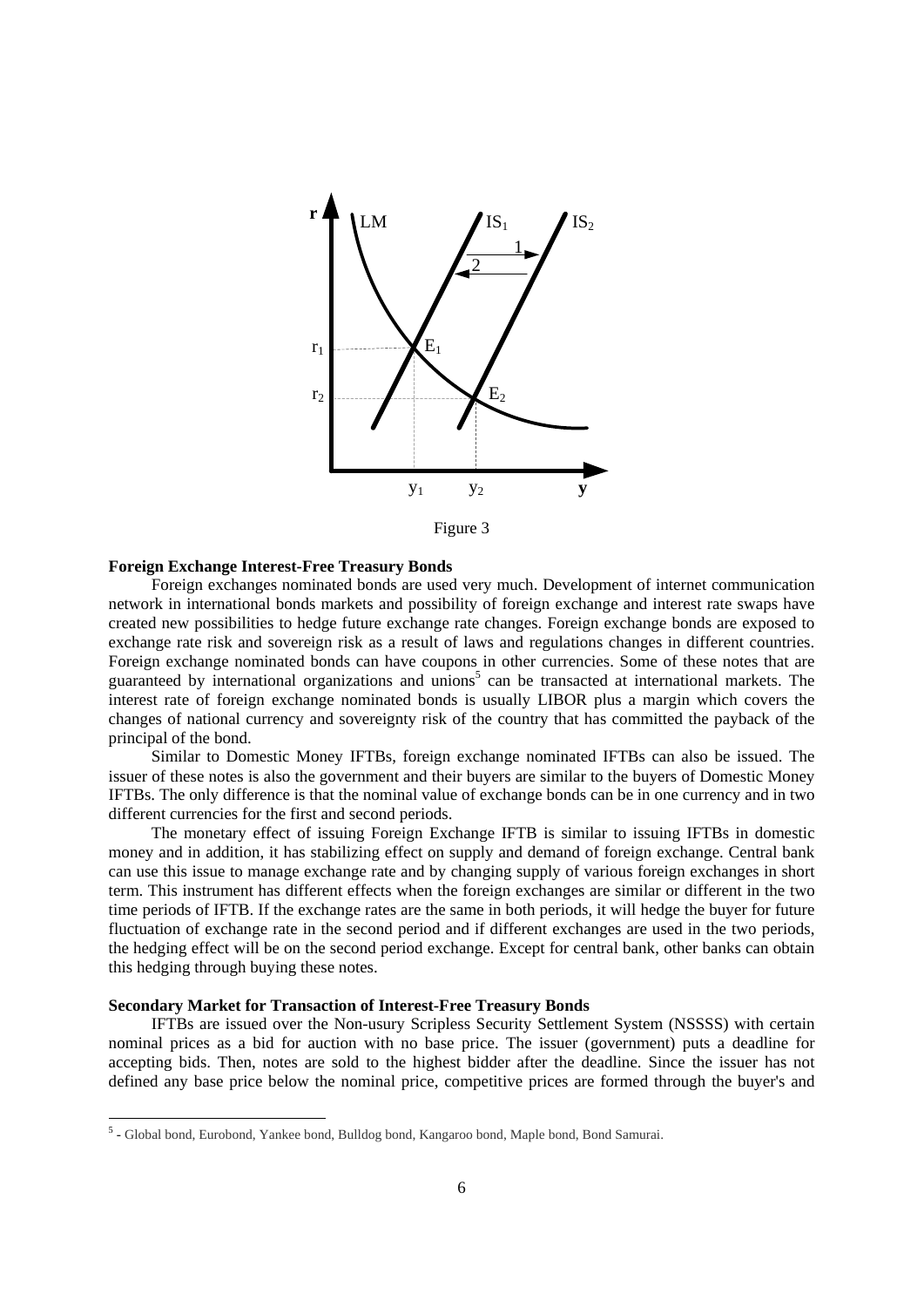Figure 3

**Foreign Exchange Interest-Free Treasury Bonds**

Foreign exchanges nominated bonds are used very much. Development of internet communication network in international bonds markets and possibility of foreign exchange and interest rate swaps have created new possibilities to hedge future exchange rate changes. Foreign exchange bonds are exposed to exchange rate risk and sovereign risk as a result of laws and regulations changes in different countries. Foreign exchange nominated bonds can have coupons in other currencies. Some of these notes that are guaranteed by international organizations and unions[5] can be transacted at international markets. The interest rate of foreign exchange nominated bonds is usually LIBOR plus a margin which covers the changes of national currency and sovereignty risk of the country that has committed the payback of the principal of the bond.

Similar to Domestic Money IFTBs, foreign exchange nominated IFTBs can also be issued. The issuer of these notes is also the government and their buyers are similar to the buyers of Domestic Money IFTBs. The only difference is that the nominal value of exchange bonds can be in one currency and in two different currencies for the first and second periods.

The monetary effect of issuing Foreign Exchange IFTB is similar to issuing IFTBs in domestic money and in addition, it has stabilizing effect on supply and demand of foreign exchange. Central bank can use this issue to manage exchange rate and by changing supply of various foreign exchanges in short term. This instrument has different effects when the foreign exchanges are similar or different in the two time periods of IFTB. If the exchange rates are the same in both periods, it will hedge the buyer for future fluctuation of exchange rate in the second period and if different exchanges are used in the two periods, the hedging effect will be on the second period exchange. Except for central bank, other banks can obtain this hedging through buying these notes.

**Secondary Market for Transaction of Interest-Free Treasury Bonds**

IFTBs are issued over the Non-usury Scripless Security Settlement System (NSSSS) with certain nominal prices as a bid for auction with no base price. The issuer (government) puts a deadline for accepting bids. Then, notes are sold to the highest bidder after the deadline. Since the issuer has not defined any base price below the nominal price, competitive prices are formed through the buyer's and

[5] - Global bond, Eurobond, Yankee bond, Bulldog bond, Kangaroo bond, Maple bond, Bond Samurai.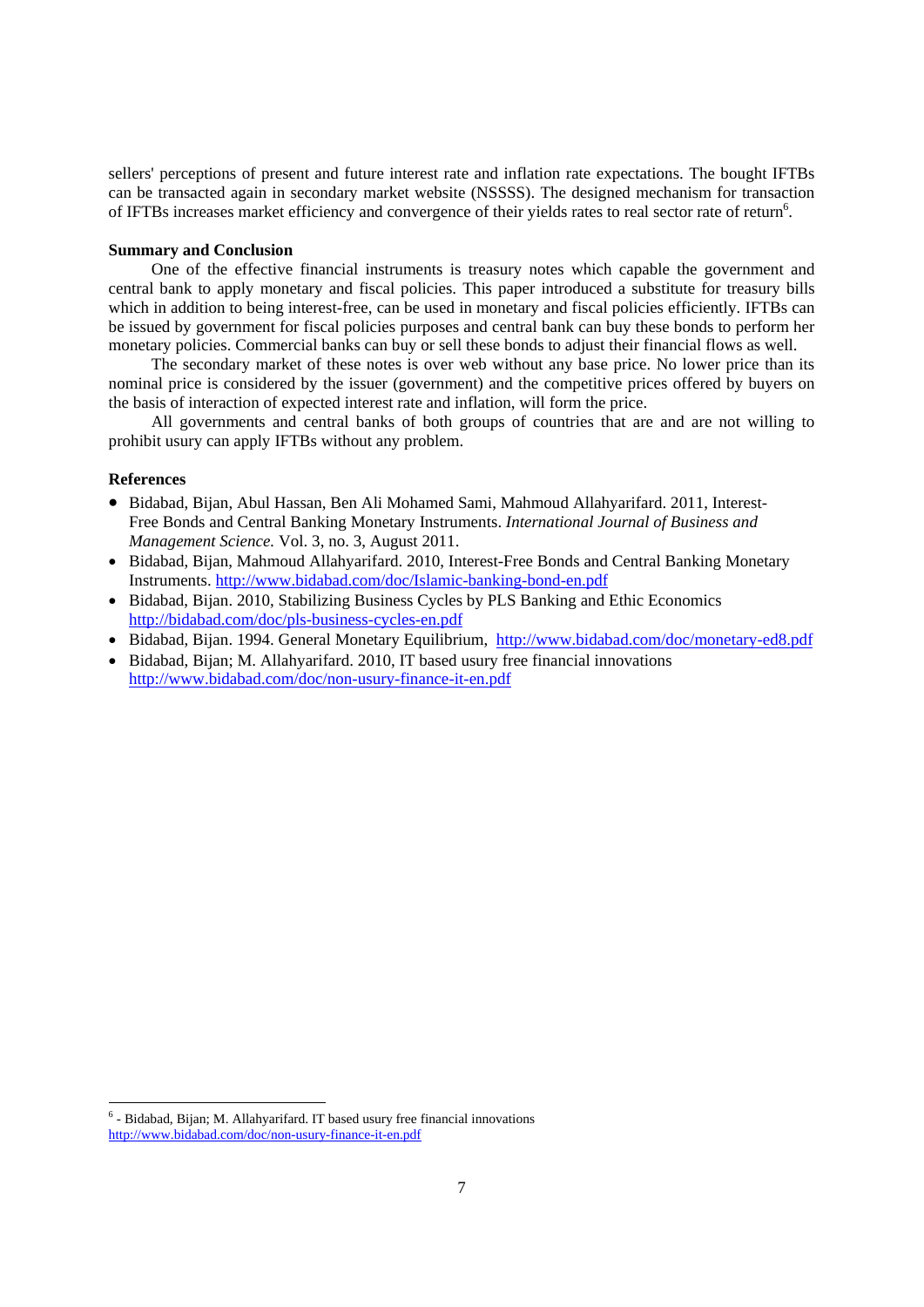sellers' perceptions of present and future interest rate and inflation rate expectations. The bought IFTBs can be transacted again in secondary market website (NSSSS). The designed mechanism for transaction of IFTBs increases market efficiency and convergence of their yields rates to real sector rate of return[6].

**Summary and Conclusion**

One of the effective financial instruments is treasury notes which capable the government and central bank to apply monetary and fiscal policies. This paper introduced a substitute for treasury bills which in addition to being interest-free, can be used in monetary and fiscal policies efficiently. IFTBs can be issued by government for fiscal policies purposes and central bank can buy these bonds to perform her monetary policies. Commercial banks can buy or sell these bonds to adjust their financial flows as well.

The secondary market of these notes is over web without any base price. No lower price than its nominal price is considered by the issuer (government) and the competitive prices offered by buyers on the basis of interaction of expected interest rate and inflation, will form the price.

All governments and central banks of both groups of countries that are and are not willing to prohibit usury can apply IFTBs without any problem.

**References**

- Bidabad, Bijan, Abul Hassan, Ben Ali Mohamed Sami, Mahmoud Allahyarifard. 2011, Interest-Free Bonds and Central Banking Monetary Instruments. *International Journal of Business and Management Science.* Vol. 3, no. 3, August 2011.
- Bidabad, Bijan, Mahmoud Allahyarifard. 2010, Interest-Free Bonds and Central Banking Monetary Instruments. http://www.bidabad.com/doc/Islamic-banking-bond-en.pdf
- Bidabad, Bijan. 2010, Stabilizing Business Cycles by PLS Banking and Ethic Economics http://bidabad.com/doc/pls-business-cycles-en.pdf
- Bidabad, Bijan. 1994. General Monetary Equilibrium, http://www.bidabad.com/doc/monetary-ed8.pdf
- Bidabad, Bijan; M. Allahyarifard. 2010, IT based usury free financial innovations http://www.bidabad.com/doc/non-usury-finance-it-en.pdf

[6] - Bidabad, Bijan; M. Allahyarifard. IT based usury free financial innovations http://www.bidabad.com/doc/non-usury-finance-it-en.pdf